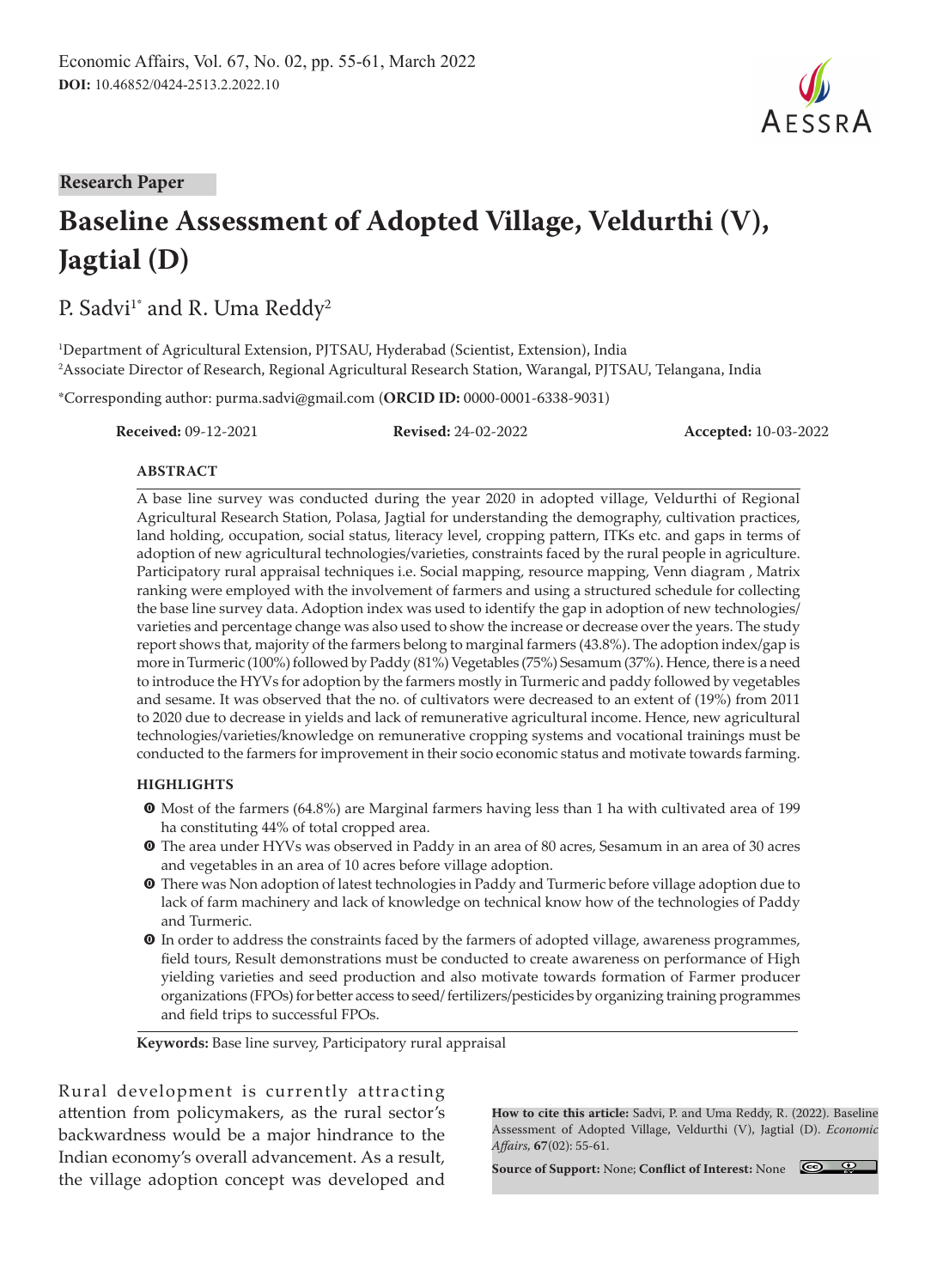Economic Affairs, Vol. 67, No. 02, pp. 55-61, March 2022

**DOI:** 10.46852/0424-2513.2.2022.10

**Research Paper**

# Baseline Assessment of Adopted Village, Veldurthi (V), Jagtial (D)

P. Sadvi[1*] and R. Uma Reddy[2]

[1]Department of Agricultural Extension, PJTSAU, Hyderabad (Scientist, Extension), India

[2]Associate Director of Research, Regional Agricultural Research Station, Warangal, PJTSAU, Telangana, India

*Corresponding author: purma.sadvi@gmail.com (**ORCID ID:** 0000-0001-6338-9031)

**Received:** 09-12-2021 **Revised:** 24-02-2022 **Accepted:** 10-03-2022

## ABSTRACT

A base line survey was conducted during the year 2020 in adopted village, Veldurthi of Regional Agricultural Research Station, Polasa, Jagtial for understanding the demography, cultivation practices, land holding, occupation, social status, literacy level, cropping pattern, ITKs etc. and gaps in terms of adoption of new agricultural technologies/varieties, constraints faced by the rural people in agriculture. Participatory rural appraisal techniques i.e. Social mapping, resource mapping, Venn diagram , Matrix ranking were employed with the involvement of farmers and using a structured schedule for collecting the base line survey data. Adoption index was used to identify the gap in adoption of new technologies/ varieties and percentage change was also used to show the increase or decrease over the years. The study report shows that, majority of the farmers belong to marginal farmers (43.8%). The adoption index/gap is more in Turmeric (100%) followed by Paddy (81%) Vegetables (75%) Sesamum (37%). Hence, there is a need to introduce the HYVs for adoption by the farmers mostly in Turmeric and paddy followed by vegetables and sesame. It was observed that the no. of cultivators were decreased to an extent of (19%) from 2011 to 2020 due to decrease in yields and lack of remunerative agricultural income. Hence, new agricultural technologies/varieties/knowledge on remunerative cropping systems and vocational trainings must be conducted to the farmers for improvement in their socio economic status and motivate towards farming.

## HIGHLIGHTS

- Most of the farmers (64.8%) are Marginal farmers having less than 1 ha with cultivated area of 199 ha constituting 44% of total cropped area.
- The area under HYVs was observed in Paddy in an area of 80 acres, Sesamum in an area of 30 acres and vegetables in an area of 10 acres before village adoption.
- There was Non adoption of latest technologies in Paddy and Turmeric before village adoption due to lack of farm machinery and lack of knowledge on technical know how of the technologies of Paddy and Turmeric.
- In order to address the constraints faced by the farmers of adopted village, awareness programmes, field tours, Result demonstrations must be conducted to create awareness on performance of High yielding varieties and seed production and also motivate towards formation of Farmer producer organizations (FPOs) for better access to seed/ fertilizers/pesticides by organizing training programmes and field trips to successful FPOs.

**Keywords:** Base line survey, Participatory rural appraisal

Rural development is currently attracting attention from policymakers, as the rural sector's backwardness would be a major hindrance to the Indian economy's overall advancement. As a result, the village adoption concept was developed and

**How to cite this article:** Sadvi, P. and Uma Reddy, R. (2022). Baseline Assessment of Adopted Village, Veldurthi (V), Jagtial (D). *Economic Affairs*, **67**(02): 55-61.

**Source of Support:** None; **Conflict of Interest:** None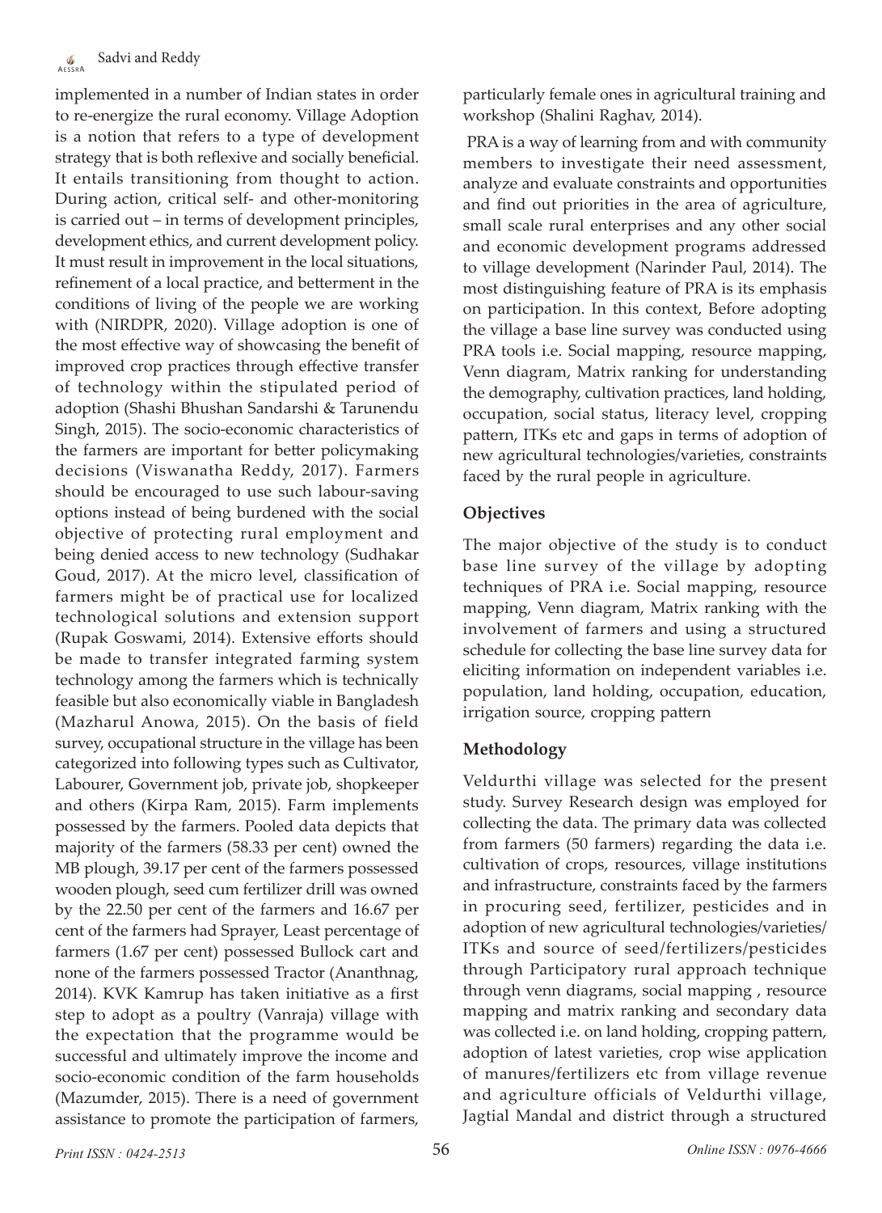implemented in a number of Indian states in order to re-energize the rural economy. Village Adoption is a notion that refers to a type of development strategy that is both reflexive and socially beneficial. It entails transitioning from thought to action. During action, critical self- and other-monitoring is carried out – in terms of development principles, development ethics, and current development policy. It must result in improvement in the local situations, refinement of a local practice, and betterment in the conditions of living of the people we are working with (NIRDPR, 2020). Village adoption is one of the most effective way of showcasing the benefit of improved crop practices through effective transfer of technology within the stipulated period of adoption (Shashi Bhushan Sandarshi & Tarunendu Singh, 2015). The socio-economic characteristics of the farmers are important for better policymaking decisions (Viswanatha Reddy, 2017). Farmers should be encouraged to use such labour-saving options instead of being burdened with the social objective of protecting rural employment and being denied access to new technology (Sudhakar Goud, 2017). At the micro level, classification of farmers might be of practical use for localized technological solutions and extension support (Rupak Goswami, 2014). Extensive efforts should be made to transfer integrated farming system technology among the farmers which is technically feasible but also economically viable in Bangladesh (Mazharul Anowa, 2015). On the basis of field survey, occupational structure in the village has been categorized into following types such as Cultivator, Labourer, Government job, private job, shopkeeper and others (Kirpa Ram, 2015). Farm implements possessed by the farmers. Pooled data depicts that majority of the farmers (58.33 per cent) owned the MB plough, 39.17 per cent of the farmers possessed wooden plough, seed cum fertilizer drill was owned by the 22.50 per cent of the farmers and 16.67 per cent of the farmers had Sprayer, Least percentage of farmers (1.67 per cent) possessed Bullock cart and none of the farmers possessed Tractor (Ananthnag, 2014). KVK Kamrup has taken initiative as a first step to adopt as a poultry (Vanraja) village with the expectation that the programme would be successful and ultimately improve the income and socio-economic condition of the farm households (Mazumder, 2015). There is a need of government assistance to promote the participation of farmers, particularly female ones in agricultural training and workshop (Shalini Raghav, 2014).

PRA is a way of learning from and with community members to investigate their need assessment, analyze and evaluate constraints and opportunities and find out priorities in the area of agriculture, small scale rural enterprises and any other social and economic development programs addressed to village development (Narinder Paul, 2014). The most distinguishing feature of PRA is its emphasis on participation. In this context, Before adopting the village a base line survey was conducted using PRA tools i.e. Social mapping, resource mapping, Venn diagram, Matrix ranking for understanding the demography, cultivation practices, land holding, occupation, social status, literacy level, cropping pattern, ITKs etc and gaps in terms of adoption of new agricultural technologies/varieties, constraints faced by the rural people in agriculture.

## Objectives

The major objective of the study is to conduct base line survey of the village by adopting techniques of PRA i.e. Social mapping, resource mapping, Venn diagram, Matrix ranking with the involvement of farmers and using a structured schedule for collecting the base line survey data for eliciting information on independent variables i.e. population, land holding, occupation, education, irrigation source, cropping pattern

## Methodology

Veldurthi village was selected for the present study. Survey Research design was employed for collecting the data. The primary data was collected from farmers (50 farmers) regarding the data i.e. cultivation of crops, resources, village institutions and infrastructure, constraints faced by the farmers in procuring seed, fertilizer, pesticides and in adoption of new agricultural technologies/varieties/ ITKs and source of seed/fertilizers/pesticides through Participatory rural approach technique through venn diagrams, social mapping , resource mapping and matrix ranking and secondary data was collected i.e. on land holding, cropping pattern, adoption of latest varieties, crop wise application of manures/fertilizers etc from village revenue and agriculture officials of Veldurthi village, Jagtial Mandal and district through a structured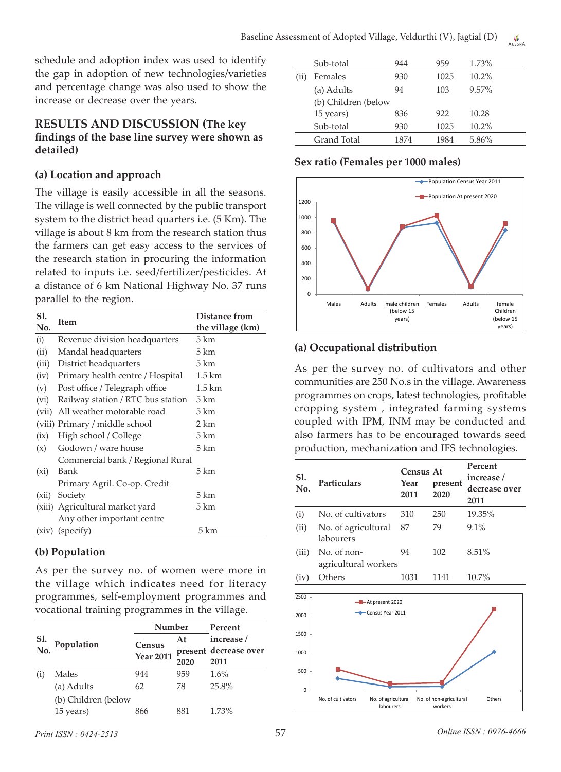schedule and adoption index was used to identify the gap in adoption of new technologies/varieties and percentage change was also used to show the increase or decrease over the years.

## RESULTS AND DISCUSSION (The key findings of the base line survey were shown as detailed)

### (a) Location and approach

The village is easily accessible in all the seasons. The village is well connected by the public transport system to the district head quarters i.e. (5 Km). The village is about 8 km from the research station thus the farmers can get easy access to the services of the research station in procuring the information related to inputs i.e. seed/fertilizer/pesticides. At a distance of 6 km National Highway No. 37 runs parallel to the region.

| Sl. No. | Item | Distance from the village (km) |
|---|---|---|
| (i) | Revenue division headquarters | 5 km |
| (ii) | Mandal headquarters | 5 km |
| (iii) | District headquarters | 5 km |
| (iv) | Primary health centre / Hospital | 1.5 km |
| (v) | Post office / Telegraph office | 1.5 km |
| (vi) | Railway station / RTC bus station | 5 km |
| (vii) | All weather motorable road | 5 km |
| (viii) | Primary / middle school | 2 km |
| (ix) | High school / College | 5 km |
| (x) | Godown / ware house | 5 km |
| (xi) | Commercial bank / Regional Rural Bank | 5 km |
| (xii) | Primary Agril. Co-op. Credit Society | 5 km |
| (xiii) | Agricultural market yard | 5 km |
| (xiv) | Any other important centre (specify) | 5 km |

### (b) Population

As per the survey no. of women were more in the village which indicates need for literacy programmes, self-employment programmes and vocational training programmes in the village.

| Sl. No. | Population | Number | | Percent increase / decrease over 2011 |
|---|---|---|---|---|
| | | Census Year 2011 | At present 2020 | |
| (i) | Males | 944 | 959 | 1.6% |
| | (a) Adults | 62 | 78 | 25.8% |
| | (b) Children (below 15 years) | 866 | 881 | 1.73% |
| | Sub-total | 944 | 959 | 1.73% |
| (ii) | Females | 930 | 1025 | 10.2% |
| | (a) Adults | 94 | 103 | 9.57% |
| | (b) Children (below 15 years) | 836 | 922 | 10.28 |
| | Sub-total | 930 | 1025 | 10.2% |
| | Grand Total | 1874 | 1984 | 5.86% |

### Sex ratio (Females per 1000 males)

### (a) Occupational distribution

As per the survey no. of cultivators and other communities are 250 No.s in the village. Awareness programmes on crops, latest technologies, profitable cropping system , integrated farming systems coupled with IPM, INM may be conducted and also farmers has to be encouraged towards seed production, mechanization and IFS technologies.

| Sl. No. | Particulars | Census Year 2011 | At present 2020 | Percent increase / decrease over 2011 |
|---|---|---|---|---|
| (i) | No. of cultivators | 310 | 250 | 19.35% |
| (ii) | No. of agricultural labourers | 87 | 79 | 9.1% |
| (iii) | No. of non-agricultural workers | 94 | 102 | 8.51% |
| (iv) | Others | 1031 | 1141 | 10.7% |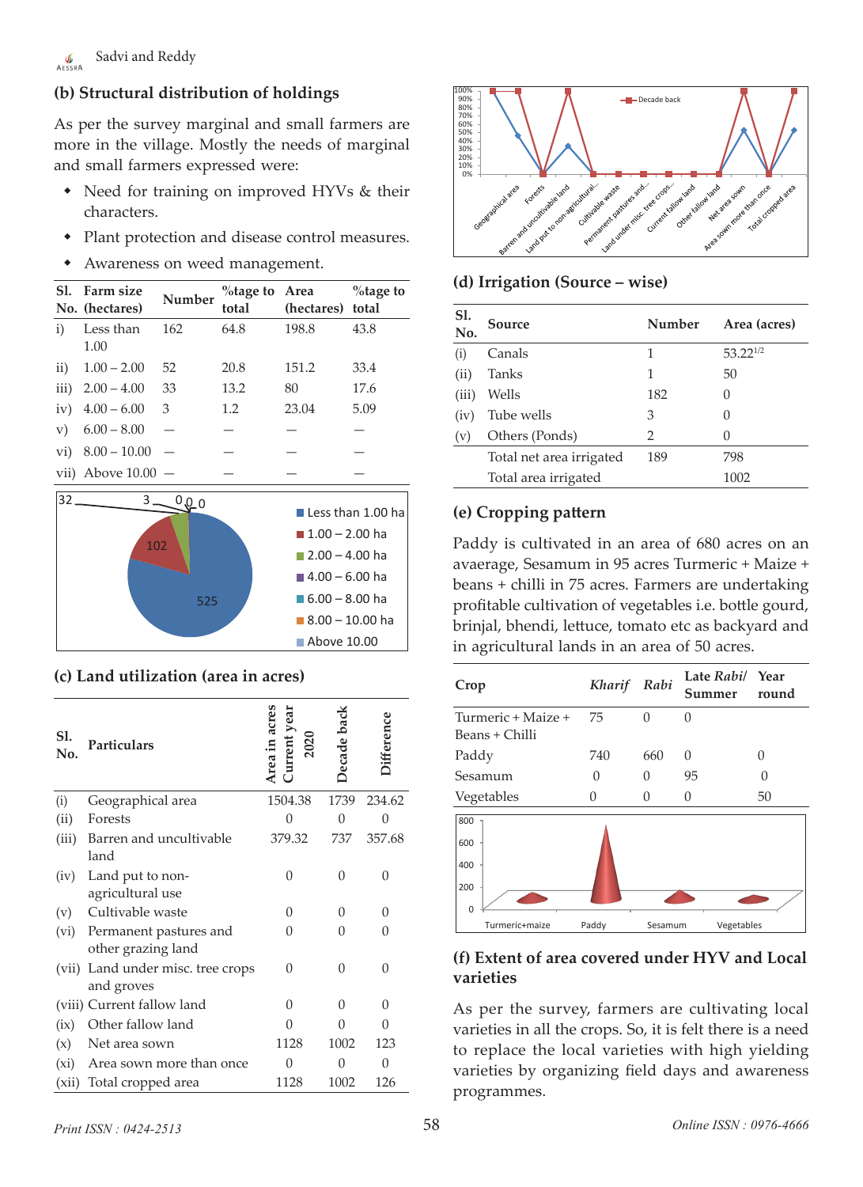## (b) Structural distribution of holdings

As per the survey marginal and small farmers are more in the village. Mostly the needs of marginal and small farmers expressed were:

- Need for training on improved HYVs & their characters.
- Plant protection and disease control measures.
- Awareness on weed management.

| Sl. No. | Farm size (hectares) | Number | %tage to total | Area (hectares) | %tage to total |
|---|---|---|---|---|---|
| i) | Less than 1.00 | 162 | 64.8 | 198.8 | 43.8 |
| ii) | 1.00 – 2.00 | 52 | 20.8 | 151.2 | 33.4 |
| iii) | 2.00 – 4.00 | 33 | 13.2 | 80 | 17.6 |
| iv) | 4.00 – 6.00 | 3 | 1.2 | 23.04 | 5.09 |
| v) | 6.00 – 8.00 | — | — | — | — |
| vi) | 8.00 – 10.00 | — | — | — | — |
| vii) | Above 10.00 | — | — | — | — |

## (c) Land utilization (area in acres)

| Sl. No. | Particulars | Area in acres Current year 2020 | Decade back | Difference |
|---|---|---|---|---|
| (i) | Geographical area | 1504.38 | 1739 | 234.62 |
| (ii) | Forests | 0 | 0 | 0 |
| (iii) | Barren and uncultivable land | 379.32 | 737 | 357.68 |
| (iv) | Land put to non-agricultural use | 0 | 0 | 0 |
| (v) | Cultivable waste | 0 | 0 | 0 |
| (vi) | Permanent pastures and other grazing land | 0 | 0 | 0 |
| (vii) | Land under misc. tree crops and groves | 0 | 0 | 0 |
| (viii) | Current fallow land | 0 | 0 | 0 |
| (ix) | Other fallow land | 0 | 0 | 0 |
| (x) | Net area sown | 1128 | 1002 | 123 |
| (xi) | Area sown more than once | 0 | 0 | 0 |
| (xii) | Total cropped area | 1128 | 1002 | 126 |

## (d) Irrigation (Source – wise)

| Sl. No. | Source | Number | Area (acres) |
|---|---|---|---|
| (i) | Canals | 1 | 53.22½ |
| (ii) | Tanks | 1 | 50 |
| (iii) | Wells | 182 | 0 |
| (iv) | Tube wells | 3 | 0 |
| (v) | Others (Ponds) | 2 | 0 |
| | Total net area irrigated | 189 | 798 |
| | Total area irrigated | | 1002 |

## (e) Cropping pattern

Paddy is cultivated in an area of 680 acres on an avaerage, Sesamum in 95 acres Turmeric + Maize + beans + chilli in 75 acres. Farmers are undertaking profitable cultivation of vegetables i.e. bottle gourd, brinjal, bhendi, lettuce, tomato etc as backyard and in agricultural lands in an area of 50 acres.

| Crop | *Kharif* | *Rabi* | Late *Rabi*/ Summer | Year round |
|---|---|---|---|---|
| Turmeric + Maize + Beans + Chilli | 75 | 0 | 0 | |
| Paddy | 740 | 660 | 0 | 0 |
| Sesamum | 0 | 0 | 95 | 0 |
| Vegetables | 0 | 0 | 0 | 50 |

## (f) Extent of area covered under HYV and Local varieties

As per the survey, farmers are cultivating local varieties in all the crops. So, it is felt there is a need to replace the local varieties with high yielding varieties by organizing field days and awareness programmes.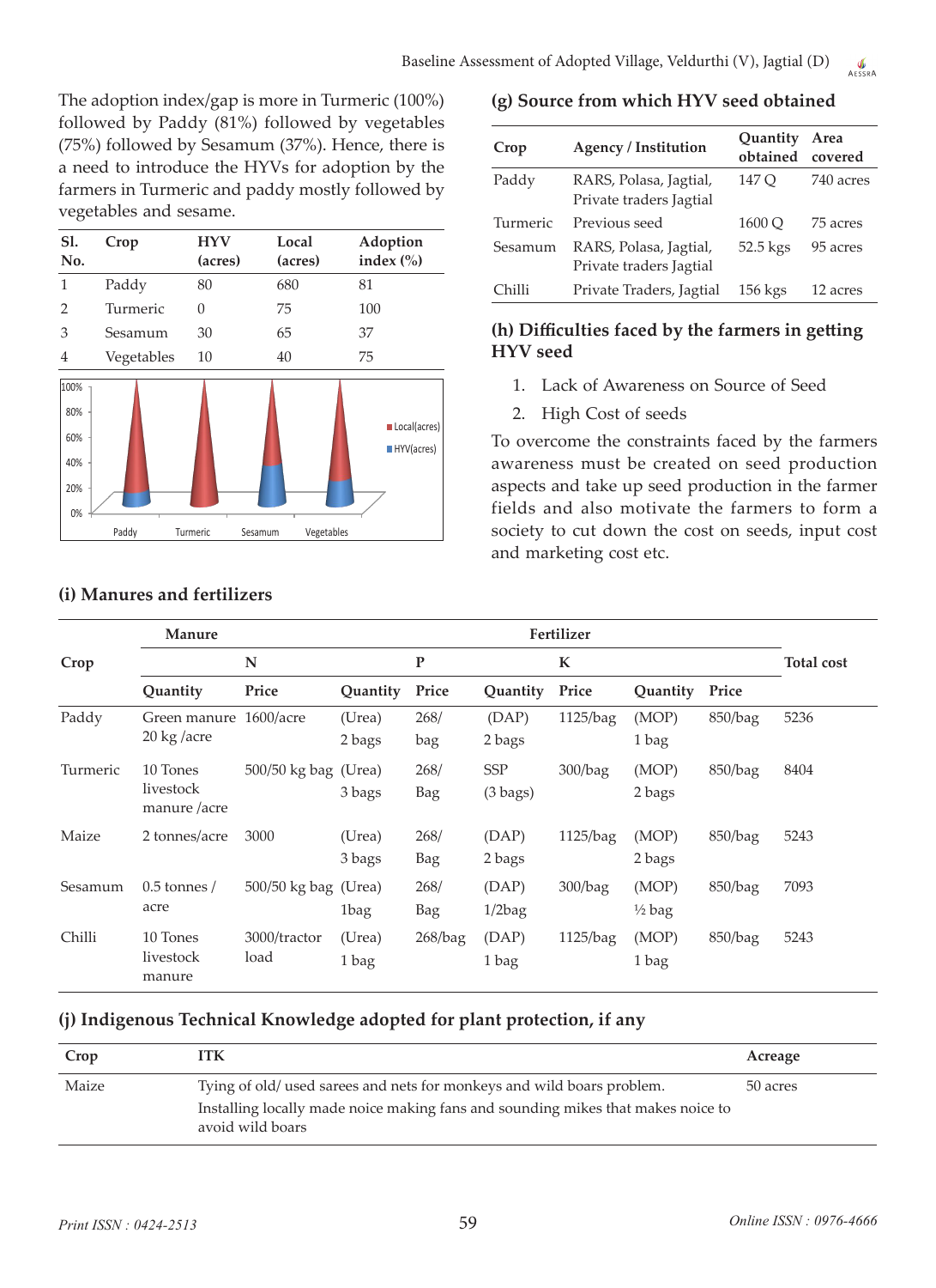The adoption index/gap is more in Turmeric (100%) followed by Paddy (81%) followed by vegetables (75%) followed by Sesamum (37%). Hence, there is a need to introduce the HYVs for adoption by the farmers in Turmeric and paddy mostly followed by vegetables and sesame.

| Sl. No. | Crop | HYV (acres) | Local (acres) | Adoption index (%) |
|---|---|---|---|---|
| 1 | Paddy | 80 | 680 | 81 |
| 2 | Turmeric | 0 | 75 | 100 |
| 3 | Sesamum | 30 | 65 | 37 |
| 4 | Vegetables | 10 | 40 | 75 |

### (g) Source from which HYV seed obtained

| Crop | Agency / Institution | Quantity obtained | Area covered |
|---|---|---|---|
| Paddy | RARS, Polasa, Jagtial, Private traders Jagtial | 147 Q | 740 acres |
| Turmeric | Previous seed | 1600 Q | 75 acres |
| Sesamum | RARS, Polasa, Jagtial, Private traders Jagtial | 52.5 kgs | 95 acres |
| Chilli | Private Traders, Jagtial | 156 kgs | 12 acres |

### (h) Difficulties faced by the farmers in getting HYV seed

1. Lack of Awareness on Source of Seed
2. High Cost of seeds

To overcome the constraints faced by the farmers awareness must be created on seed production aspects and take up seed production in the farmer fields and also motivate the farmers to form a society to cut down the cost on seeds, input cost and marketing cost etc.

### (i) Manures and fertilizers

| Crop | Manure | | Fertilizer | | | | | | Total cost |
|---|---|---|---|---|---|---|---|---|---|
| | | | N | | P | | K | | |
| | Quantity | Price | Quantity | Price | Quantity | Price | Quantity | Price | |
| Paddy | Green manure 20 kg /acre | 1600/acre | (Urea) 2 bags | 268/ bag | (DAP) 2 bags | 1125/bag | (MOP) 1 bag | 850/bag | 5236 |
| Turmeric | 10 Tones livestock manure /acre | 500/50 kg bag | (Urea) 3 bags | 268/ Bag | SSP (3 bags) | 300/bag | (MOP) 2 bags | 850/bag | 8404 |
| Maize | 2 tonnes/acre | 3000 | (Urea) 3 bags | 268/ Bag | (DAP) 2 bags | 1125/bag | (MOP) 2 bags | 850/bag | 5243 |
| Sesamum | 0.5 tonnes / acre | 500/50 kg bag | (Urea) 1bag | 268/ Bag | (DAP) 1/2bag | 300/bag | (MOP) ½ bag | 850/bag | 7093 |
| Chilli | 10 Tones livestock manure | 3000/tractor load | (Urea) 1 bag | 268/bag | (DAP) 1 bag | 1125/bag | (MOP) 1 bag | 850/bag | 5243 |

### (j) Indigenous Technical Knowledge adopted for plant protection, if any

| Crop | ITK | Acreage |
|---|---|---|
| Maize | Tying of old/ used sarees and nets for monkeys and wild boars problem. Installing locally made noice making fans and sounding mikes that makes noice to avoid wild boars | 50 acres |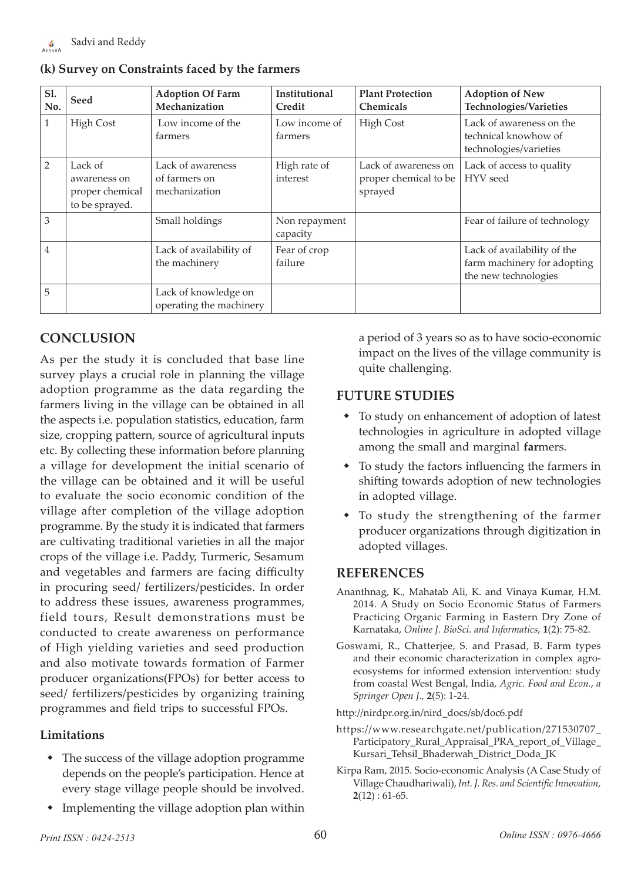### (k) Survey on Constraints faced by the farmers

| Sl. No. | Seed | Adoption Of Farm Mechanization | Institutional Credit | Plant Protection Chemicals | Adoption of New Technologies/Varieties |
|---|---|---|---|---|---|
| 1 | High Cost | Low income of the farmers | Low income of farmers | High Cost | Lack of awareness on the technical knowhow of technologies/varieties |
| 2 | Lack of awareness on proper chemical to be sprayed. | Lack of awareness of farmers on mechanization | High rate of interest | Lack of awareness on proper chemical to be sprayed | Lack of access to quality HYV seed |
| 3 | | Small holdings | Non repayment capacity | | Fear of failure of technology |
| 4 | | Lack of availability of the machinery | Fear of crop failure | | Lack of availability of the farm machinery for adopting the new technologies |
| 5 | | Lack of knowledge on operating the machinery | | | |

## CONCLUSION

As per the study it is concluded that base line survey plays a crucial role in planning the village adoption programme as the data regarding the farmers living in the village can be obtained in all the aspects i.e. population statistics, education, farm size, cropping pattern, source of agricultural inputs etc. By collecting these information before planning a village for development the initial scenario of the village can be obtained and it will be useful to evaluate the socio economic condition of the village after completion of the village adoption programme. By the study it is indicated that farmers are cultivating traditional varieties in all the major crops of the village i.e. Paddy, Turmeric, Sesamum and vegetables and farmers are facing difficulty in procuring seed/ fertilizers/pesticides. In order to address these issues, awareness programmes, field tours, Result demonstrations must be conducted to create awareness on performance of High yielding varieties and seed production and also motivate towards formation of Farmer producer organizations(FPOs) for better access to seed/ fertilizers/pesticides by organizing training programmes and field trips to successful FPOs.

### Limitations

- The success of the village adoption programme depends on the people's participation. Hence at every stage village people should be involved.
- Implementing the village adoption plan within a period of 3 years so as to have socio-economic impact on the lives of the village community is quite challenging.

## FUTURE STUDIES

- To study on enhancement of adoption of latest technologies in agriculture in adopted village among the small and marginal **far**mers.
- To study the factors influencing the farmers in shifting towards adoption of new technologies in adopted village.
- To study the strengthening of the farmer producer organizations through digitization in adopted villages.

## REFERENCES

Ananthnag, K., Mahatab Ali, K. and Vinaya Kumar, H.M. 2014. A Study on Socio Economic Status of Farmers Practicing Organic Farming in Eastern Dry Zone of Karnataka, *Online J. BioSci. and Informatics*, **1**(2): 75-82.

Goswami, R., Chatterjee, S. and Prasad, B. Farm types and their economic characterization in complex agro-ecosystems for informed extension intervention: study from coastal West Bengal, India, *Agric. Food and Econ., a Springer Open J.,* **2**(5): 1-24.

http://nirdpr.org.in/nird_docs/sb/doc6.pdf

https://www.researchgate.net/publication/271530707_Participatory_Rural_Appraisal_PRA_report_of_Village_Kursari_Tehsil_Bhaderwah_District_Doda_JK

Kirpa Ram, 2015. Socio-economic Analysis (A Case Study of Village Chaudhariwali), *Int. J. Res. and Scientific Innovation*, **2**(12) : 61-65.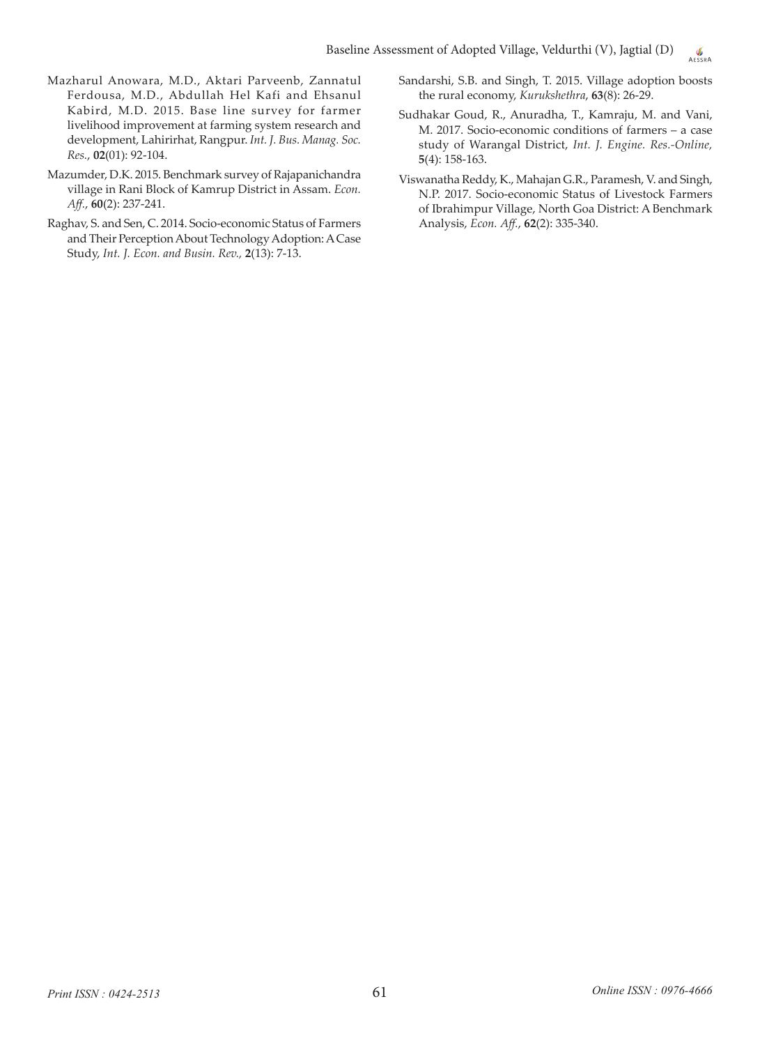Mazharul Anowara, M.D., Aktari Parveenb, Zannatul Ferdousa, M.D., Abdullah Hel Kafi and Ehsanul Kabird, M.D. 2015. Base line survey for farmer livelihood improvement at farming system research and development, Lahirirhat, Rangpur. *Int. J. Bus. Manag. Soc. Res.*, **02**(01): 92-104.

Mazumder, D.K. 2015. Benchmark survey of Rajapanichandra village in Rani Block of Kamrup District in Assam. *Econ. Aff.*, **60**(2): 237-241.

Raghav, S. and Sen, C. 2014. Socio-economic Status of Farmers and Their Perception About Technology Adoption: A Case Study, *Int. J. Econ. and Busin. Rev.*, **2**(13): 7-13.

Sandarshi, S.B. and Singh, T. 2015. Village adoption boosts the rural economy, *Kurukshethra*, **63**(8): 26-29.

Sudhakar Goud, R., Anuradha, T., Kamraju, M. and Vani, M. 2017. Socio-economic conditions of farmers – a case study of Warangal District, *Int. J. Engine. Res.-Online,* **5**(4): 158-163.

Viswanatha Reddy, K., Mahajan G.R., Paramesh, V. and Singh, N.P. 2017. Socio-economic Status of Livestock Farmers of Ibrahimpur Village, North Goa District: A Benchmark Analysis, *Econ. Aff.*, **62**(2): 335-340.